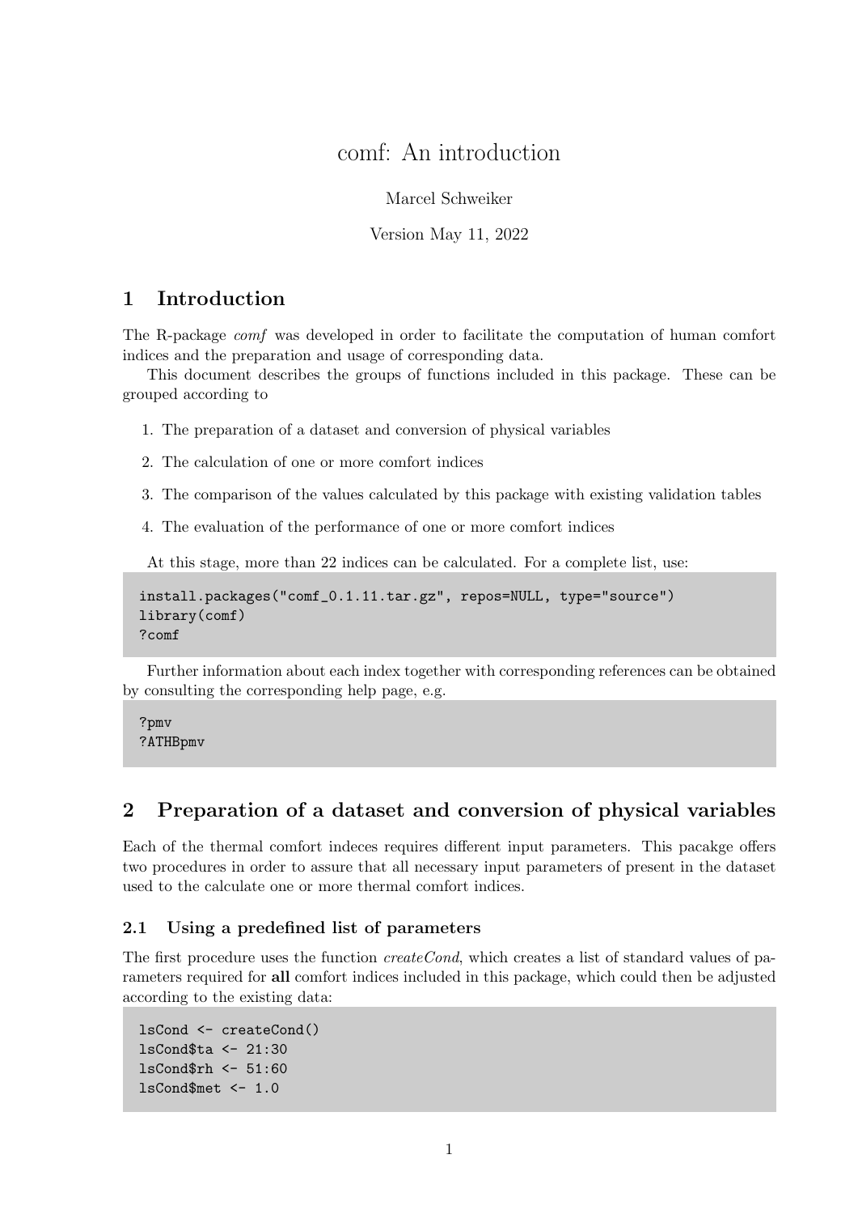# comf: An introduction

Marcel Schweiker

Version May 11, 2022

## 1 Introduction

The R-package *comf* was developed in order to facilitate the computation of human comfort indices and the preparation and usage of corresponding data.

This document describes the groups of functions included in this package. These can be grouped according to

1. The preparation of a dataset and conversion of physical variables
2. The calculation of one or more comfort indices
3. The comparison of the values calculated by this package with existing validation tables
4. The evaluation of the performance of one or more comfort indices

At this stage, more than 22 indices can be calculated. For a complete list, use:

```
install.packages("comf_0.1.11.tar.gz", repos=NULL, type="source")
library(comf)
?comf
```

Further information about each index together with corresponding references can be obtained by consulting the corresponding help page, e.g.

```
?pmv
?ATHBpmv
```

## 2 Preparation of a dataset and conversion of physical variables

Each of the thermal comfort indeces requires different input parameters. This pacakge offers two procedures in order to assure that all necessary input parameters of present in the dataset used to the calculate one or more thermal comfort indices.

### 2.1 Using a predefined list of parameters

The first procedure uses the function *createCond*, which creates a list of standard values of parameters required for **all** comfort indices included in this package, which could then be adjusted according to the existing data:

```
lsCond <- createCond()
lsCond$ta <- 21:30
lsCond$rh <- 51:60
lsCond$met <- 1.0
```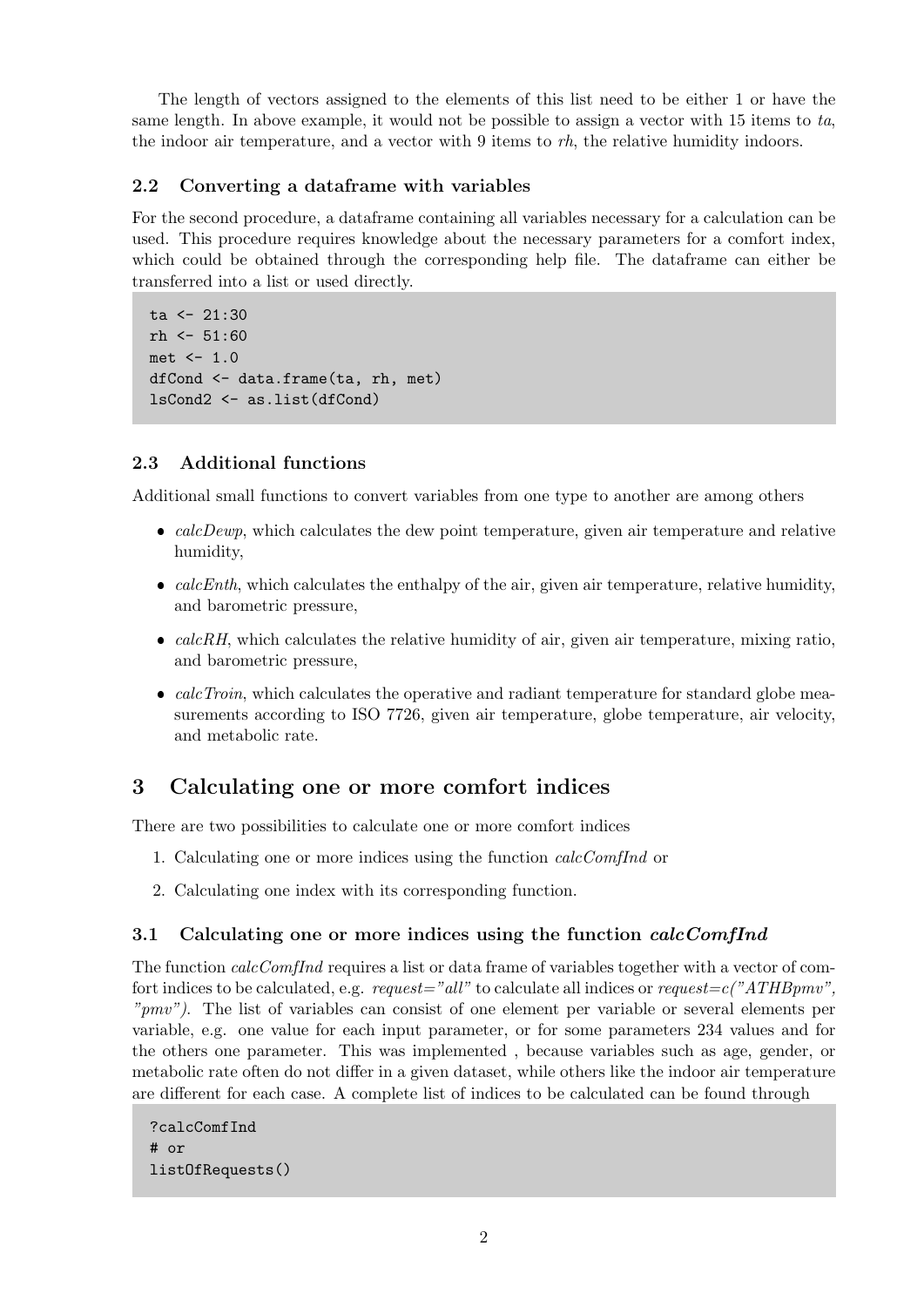The length of vectors assigned to the elements of this list need to be either 1 or have the same length. In above example, it would not be possible to assign a vector with 15 items to *ta*, the indoor air temperature, and a vector with 9 items to *rh*, the relative humidity indoors.

### 2.2 Converting a dataframe with variables

For the second procedure, a dataframe containing all variables necessary for a calculation can be used. This procedure requires knowledge about the necessary parameters for a comfort index, which could be obtained through the corresponding help file. The dataframe can either be transferred into a list or used directly.

```
ta <- 21:30
rh <- 51:60
met <- 1.0
dfCond <- data.frame(ta, rh, met)
lsCond2 <- as.list(dfCond)
```

### 2.3 Additional functions

Additional small functions to convert variables from one type to another are among others

- *calcDewp*, which calculates the dew point temperature, given air temperature and relative humidity,
- *calcEnth*, which calculates the enthalpy of the air, given air temperature, relative humidity, and barometric pressure,
- *calcRH*, which calculates the relative humidity of air, given air temperature, mixing ratio, and barometric pressure,
- *calcTroin*, which calculates the operative and radiant temperature for standard globe measurements according to ISO 7726, given air temperature, globe temperature, air velocity, and metabolic rate.

## 3 Calculating one or more comfort indices

There are two possibilities to calculate one or more comfort indices

1. Calculating one or more indices using the function *calcComfInd* or
2. Calculating one index with its corresponding function.

### 3.1 Calculating one or more indices using the function *calcComfInd*

The function *calcComfInd* requires a list or data frame of variables together with a vector of comfort indices to be calculated, e.g. *request="all"* to calculate all indices or *request=c("ATHBpmv", "pmv")*. The list of variables can consist of one element per variable or several elements per variable, e.g. one value for each input parameter, or for some parameters 234 values and for the others one parameter. This was implemented , because variables such as age, gender, or metabolic rate often do not differ in a given dataset, while others like the indoor air temperature are different for each case. A complete list of indices to be calculated can be found through

```
?calcComfInd
# or
listOfRequests()
```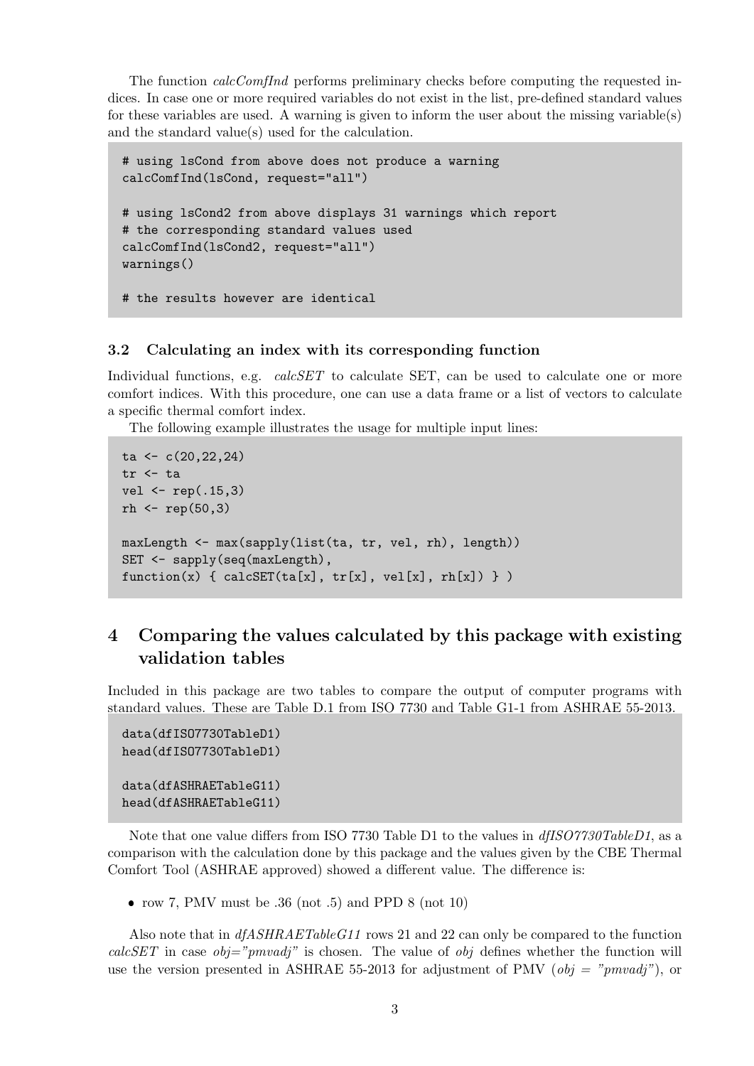The function *calcComfInd* performs preliminary checks before computing the requested indices. In case one or more required variables do not exist in the list, pre-defined standard values for these variables are used. A warning is given to inform the user about the missing variable(s) and the standard value(s) used for the calculation.

```
# using lsCond from above does not produce a warning
calcComfInd(lsCond, request="all")

# using lsCond2 from above displays 31 warnings which report
# the corresponding standard values used
calcComfInd(lsCond2, request="all")
warnings()

# the results however are identical
```

### 3.2 Calculating an index with its corresponding function

Individual functions, e.g. *calcSET* to calculate SET, can be used to calculate one or more comfort indices. With this procedure, one can use a data frame or a list of vectors to calculate a specific thermal comfort index.

The following example illustrates the usage for multiple input lines:

```
ta <- c(20,22,24)
tr <- ta
vel <- rep(.15,3)
rh <- rep(50,3)

maxLength <- max(sapply(list(ta, tr, vel, rh), length))
SET <- sapply(seq(maxLength),
function(x) { calcSET(ta[x], tr[x], vel[x], rh[x]) } )
```

## 4 Comparing the values calculated by this package with existing validation tables

Included in this package are two tables to compare the output of computer programs with standard values. These are Table D.1 from ISO 7730 and Table G1-1 from ASHRAE 55-2013.

```
data(dfISO7730TableD1)
head(dfISO7730TableD1)

data(dfASHRAETableG11)
head(dfASHRAETableG11)
```

Note that one value differs from ISO 7730 Table D1 to the values in *dfISO7730TableD1*, as a comparison with the calculation done by this package and the values given by the CBE Thermal Comfort Tool (ASHRAE approved) showed a different value. The difference is:

- row 7, PMV must be .36 (not .5) and PPD 8 (not 10)

Also note that in *dfASHRAETableG11* rows 21 and 22 can only be compared to the function *calcSET* in case *obj="pmvadj"* is chosen. The value of *obj* defines whether the function will use the version presented in ASHRAE 55-2013 for adjustment of PMV (*obj = "pmvadj"*), or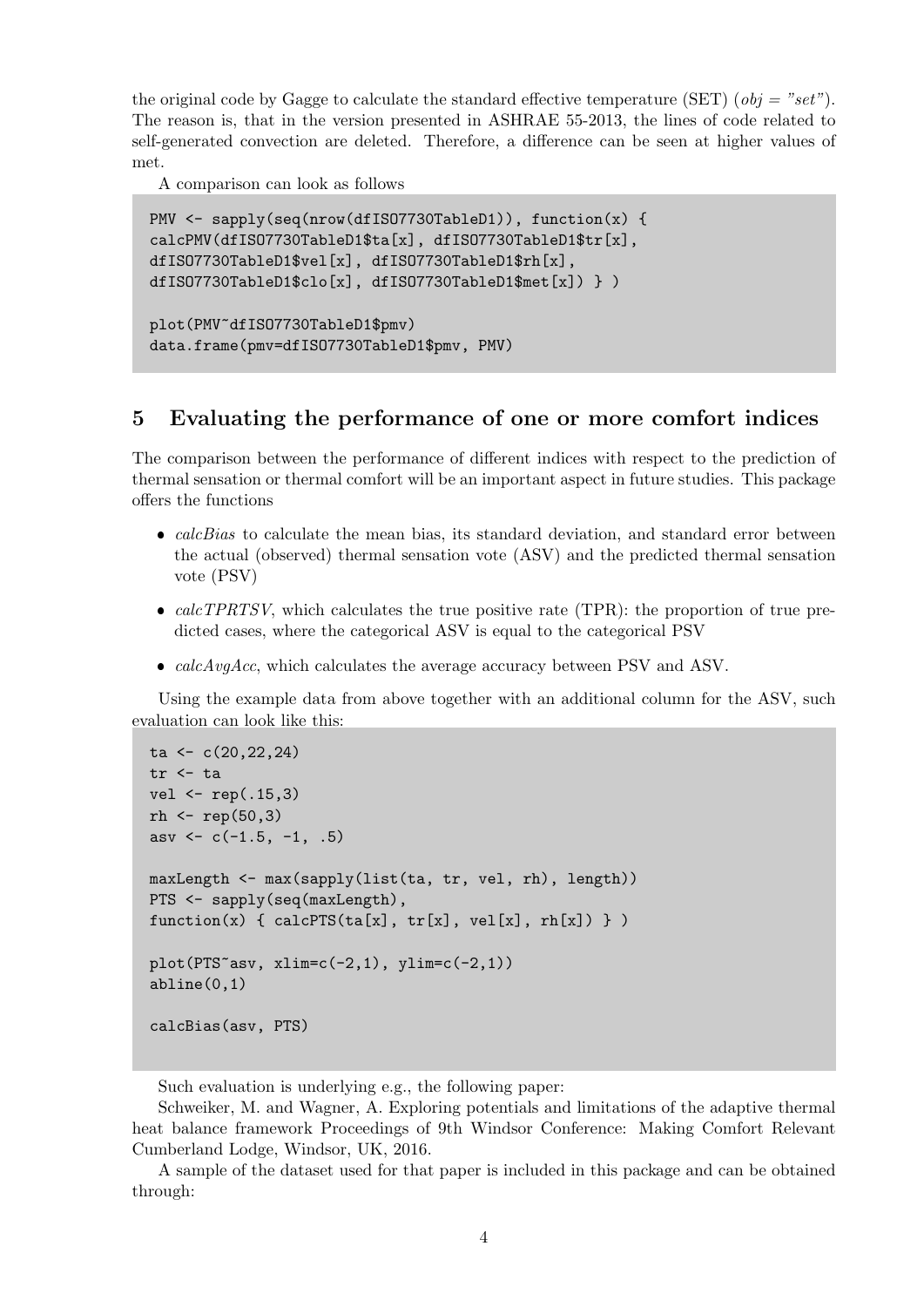the original code by Gagge to calculate the standard effective temperature (SET) ($obj = "set"$). The reason is, that in the version presented in ASHRAE 55-2013, the lines of code related to self-generated convection are deleted. Therefore, a difference can be seen at higher values of met.

A comparison can look as follows

```
PMV <- sapply(seq(nrow(dfISO7730TableD1)), function(x) {
calcPMV(dfISO7730TableD1$ta[x], dfISO7730TableD1$tr[x],
dfISO7730TableD1$vel[x], dfISO7730TableD1$rh[x],
dfISO7730TableD1$clo[x], dfISO7730TableD1$met[x]) } )

plot(PMV~dfISO7730TableD1$pmv)
data.frame(pmv=dfISO7730TableD1$pmv, PMV)
```

## 5 Evaluating the performance of one or more comfort indices

The comparison between the performance of different indices with respect to the prediction of thermal sensation or thermal comfort will be an important aspect in future studies. This package offers the functions

- *calcBias* to calculate the mean bias, its standard deviation, and standard error between the actual (observed) thermal sensation vote (ASV) and the predicted thermal sensation vote (PSV)
- *calcTPRTSV*, which calculates the true positive rate (TPR): the proportion of true predicted cases, where the categorical ASV is equal to the categorical PSV
- *calcAvgAcc*, which calculates the average accuracy between PSV and ASV.

Using the example data from above together with an additional column for the ASV, such evaluation can look like this:

```
ta <- c(20,22,24)
tr <- ta
vel <- rep(.15,3)
rh <- rep(50,3)
asv <- c(-1.5, -1, .5)

maxLength <- max(sapply(list(ta, tr, vel, rh), length))
PTS <- sapply(seq(maxLength),
function(x) { calcPTS(ta[x], tr[x], vel[x], rh[x]) } )

plot(PTS~asv, xlim=c(-2,1), ylim=c(-2,1))
abline(0,1)

calcBias(asv, PTS)
```

Such evaluation is underlying e.g., the following paper:

Schweiker, M. and Wagner, A. Exploring potentials and limitations of the adaptive thermal heat balance framework Proceedings of 9th Windsor Conference: Making Comfort Relevant Cumberland Lodge, Windsor, UK, 2016.

A sample of the dataset used for that paper is included in this package and can be obtained through: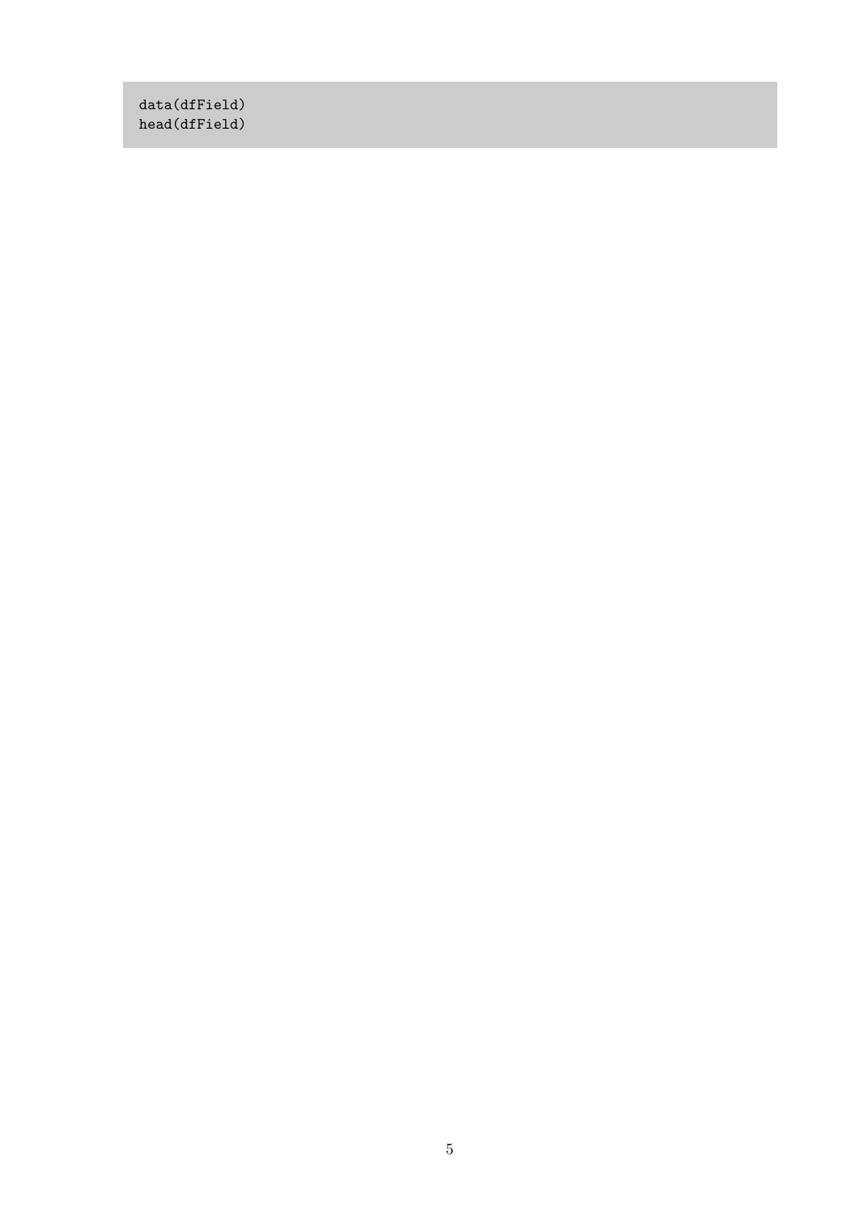```
data(dfField)
head(dfField)
```